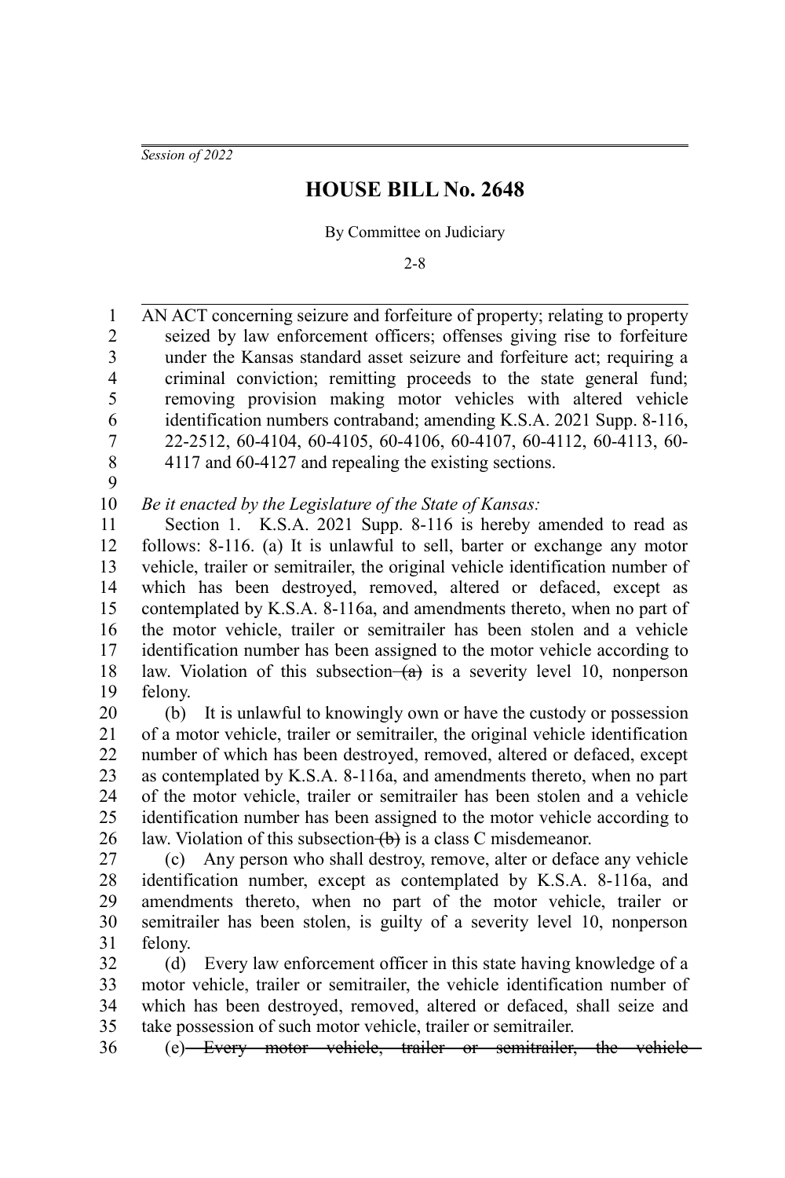*Session of 2022*

# HOUSE BILL No. 2648

By Committee on Judiciary

2-8

AN ACT concerning seizure and forfeiture of property; relating to property seized by law enforcement officers; offenses giving rise to forfeiture under the Kansas standard asset seizure and forfeiture act; requiring a criminal conviction; remitting proceeds to the state general fund; removing provision making motor vehicles with altered vehicle identification numbers contraband; amending K.S.A. 2021 Supp. 8-116, 22-2512, 60-4104, 60-4105, 60-4106, 60-4107, 60-4112, 60-4113, 60-4117 and 60-4127 and repealing the existing sections.

*Be it enacted by the Legislature of the State of Kansas:*

Section 1. K.S.A. 2021 Supp. 8-116 is hereby amended to read as follows: 8-116. (a) It is unlawful to sell, barter or exchange any motor vehicle, trailer or semitrailer, the original vehicle identification number of which has been destroyed, removed, altered or defaced, except as contemplated by K.S.A. 8-116a, and amendments thereto, when no part of the motor vehicle, trailer or semitrailer has been stolen and a vehicle identification number has been assigned to the motor vehicle according to law. Violation of this subsection ~~(a)~~ is a severity level 10, nonperson felony.

(b) It is unlawful to knowingly own or have the custody or possession of a motor vehicle, trailer or semitrailer, the original vehicle identification number of which has been destroyed, removed, altered or defaced, except as contemplated by K.S.A. 8-116a, and amendments thereto, when no part of the motor vehicle, trailer or semitrailer has been stolen and a vehicle identification number has been assigned to the motor vehicle according to law. Violation of this subsection ~~(b)~~ is a class C misdemeanor.

(c) Any person who shall destroy, remove, alter or deface any vehicle identification number, except as contemplated by K.S.A. 8-116a, and amendments thereto, when no part of the motor vehicle, trailer or semitrailer has been stolen, is guilty of a severity level 10, nonperson felony.

(d) Every law enforcement officer in this state having knowledge of a motor vehicle, trailer or semitrailer, the vehicle identification number of which has been destroyed, removed, altered or defaced, shall seize and take possession of such motor vehicle, trailer or semitrailer.

(e) ~~Every motor vehicle, trailer or semitrailer, the vehicle~~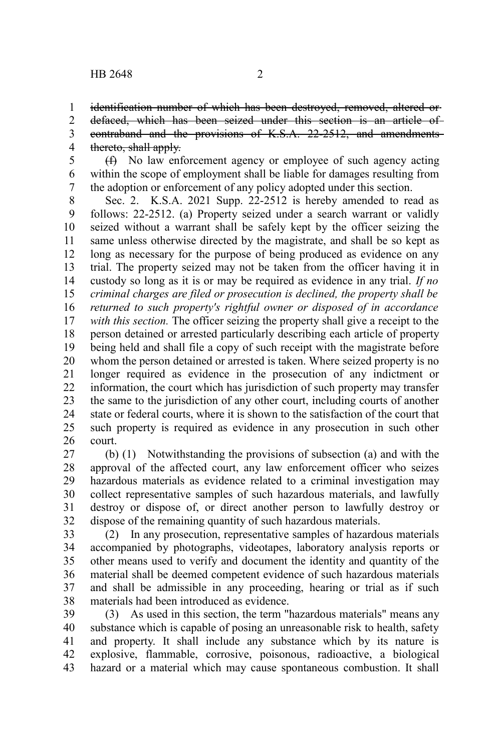~~identification number of which has been destroyed, removed, altered or defaced, which has been seized under this section is an article of contraband and the provisions of K.S.A. 22-2512, and amendments thereto, shall apply.~~

~~(f)~~ No law enforcement agency or employee of such agency acting within the scope of employment shall be liable for damages resulting from the adoption or enforcement of any policy adopted under this section.

Sec. 2. K.S.A. 2021 Supp. 22-2512 is hereby amended to read as follows: 22-2512. (a) Property seized under a search warrant or validly seized without a warrant shall be safely kept by the officer seizing the same unless otherwise directed by the magistrate, and shall be so kept as long as necessary for the purpose of being produced as evidence on any trial. The property seized may not be taken from the officer having it in custody so long as it is or may be required as evidence in any trial. *If no criminal charges are filed or prosecution is declined, the property shall be returned to such property's rightful owner or disposed of in accordance with this section.* The officer seizing the property shall give a receipt to the person detained or arrested particularly describing each article of property being held and shall file a copy of such receipt with the magistrate before whom the person detained or arrested is taken. Where seized property is no longer required as evidence in the prosecution of any indictment or information, the court which has jurisdiction of such property may transfer the same to the jurisdiction of any other court, including courts of another state or federal courts, where it is shown to the satisfaction of the court that such property is required as evidence in any prosecution in such other court.

(b) (1) Notwithstanding the provisions of subsection (a) and with the approval of the affected court, any law enforcement officer who seizes hazardous materials as evidence related to a criminal investigation may collect representative samples of such hazardous materials, and lawfully destroy or dispose of, or direct another person to lawfully destroy or dispose of the remaining quantity of such hazardous materials.

(2) In any prosecution, representative samples of hazardous materials accompanied by photographs, videotapes, laboratory analysis reports or other means used to verify and document the identity and quantity of the material shall be deemed competent evidence of such hazardous materials and shall be admissible in any proceeding, hearing or trial as if such materials had been introduced as evidence.

(3) As used in this section, the term "hazardous materials" means any substance which is capable of posing an unreasonable risk to health, safety and property. It shall include any substance which by its nature is explosive, flammable, corrosive, poisonous, radioactive, a biological hazard or a material which may cause spontaneous combustion. It shall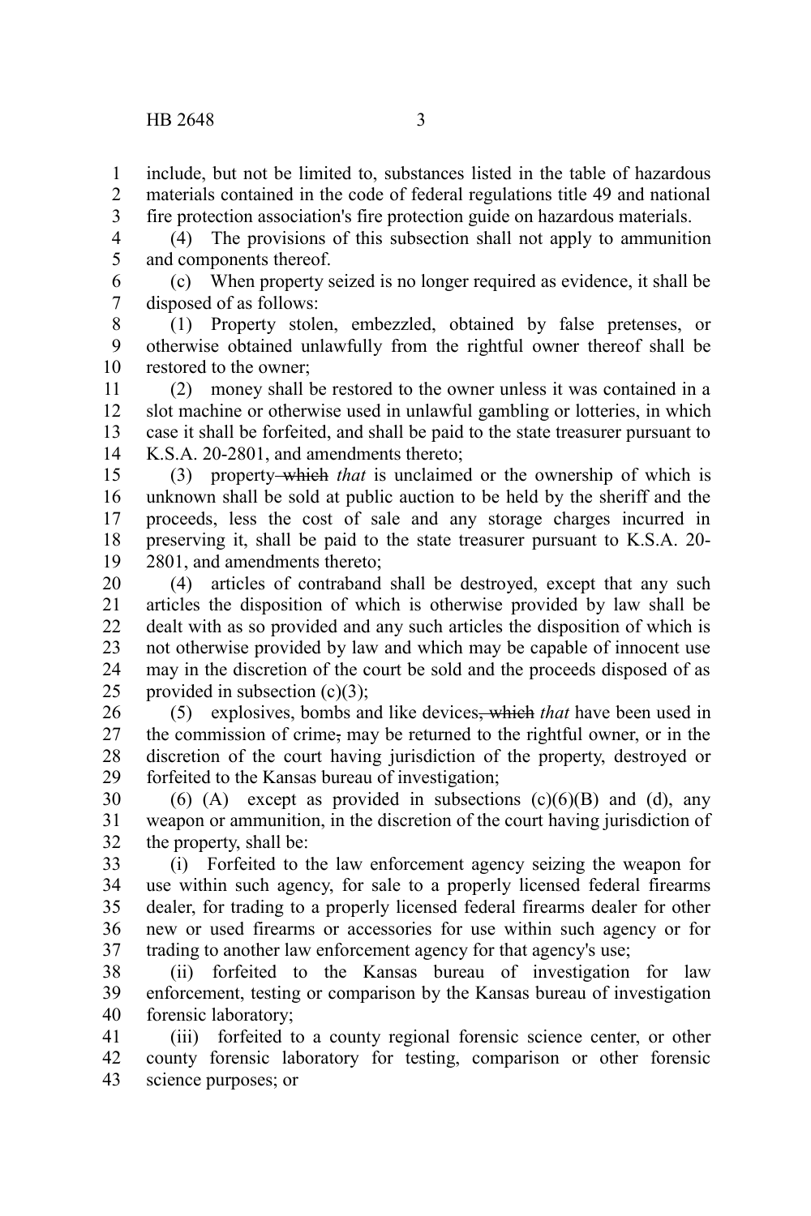include, but not be limited to, substances listed in the table of hazardous materials contained in the code of federal regulations title 49 and national fire protection association's fire protection guide on hazardous materials.

(4) The provisions of this subsection shall not apply to ammunition and components thereof.

(c) When property seized is no longer required as evidence, it shall be disposed of as follows:

(1) Property stolen, embezzled, obtained by false pretenses, or otherwise obtained unlawfully from the rightful owner thereof shall be restored to the owner;

(2) money shall be restored to the owner unless it was contained in a slot machine or otherwise used in unlawful gambling or lotteries, in which case it shall be forfeited, and shall be paid to the state treasurer pursuant to K.S.A. 20-2801, and amendments thereto;

(3) property ~~which~~ *that* is unclaimed or the ownership of which is unknown shall be sold at public auction to be held by the sheriff and the proceeds, less the cost of sale and any storage charges incurred in preserving it, shall be paid to the state treasurer pursuant to K.S.A. 20-2801, and amendments thereto;

(4) articles of contraband shall be destroyed, except that any such articles the disposition of which is otherwise provided by law shall be dealt with as so provided and any such articles the disposition of which is not otherwise provided by law and which may be capable of innocent use may in the discretion of the court be sold and the proceeds disposed of as provided in subsection (c)(3);

(5) explosives, bombs and like devices~~, which~~ *that* have been used in the commission of crime~~,~~ may be returned to the rightful owner, or in the discretion of the court having jurisdiction of the property, destroyed or forfeited to the Kansas bureau of investigation;

(6) (A) except as provided in subsections (c)(6)(B) and (d), any weapon or ammunition, in the discretion of the court having jurisdiction of the property, shall be:

(i) Forfeited to the law enforcement agency seizing the weapon for use within such agency, for sale to a properly licensed federal firearms dealer, for trading to a properly licensed federal firearms dealer for other new or used firearms or accessories for use within such agency or for trading to another law enforcement agency for that agency's use;

(ii) forfeited to the Kansas bureau of investigation for law enforcement, testing or comparison by the Kansas bureau of investigation forensic laboratory;

(iii) forfeited to a county regional forensic science center, or other county forensic laboratory for testing, comparison or other forensic science purposes; or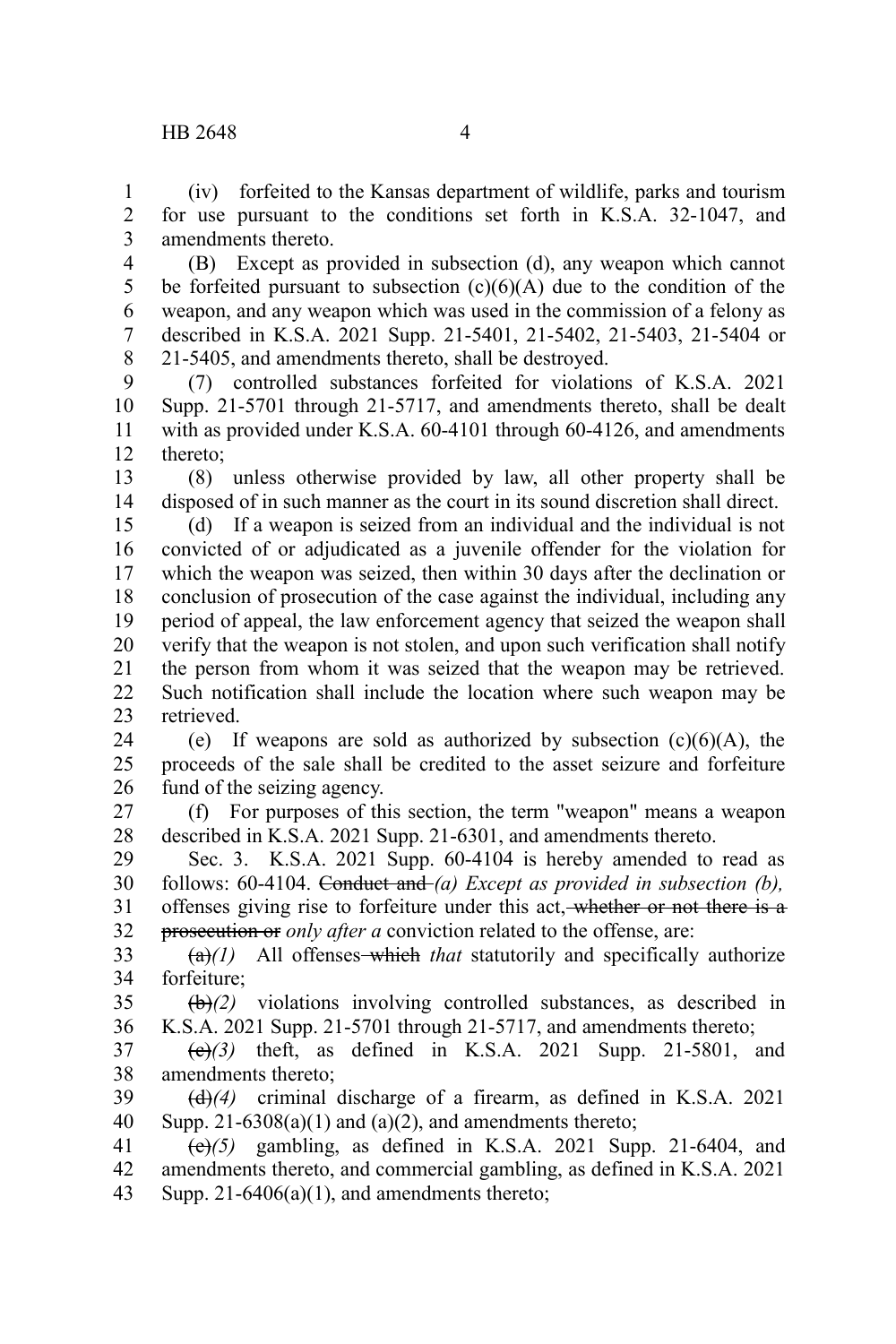(iv) forfeited to the Kansas department of wildlife, parks and tourism for use pursuant to the conditions set forth in K.S.A. 32-1047, and amendments thereto.

(B) Except as provided in subsection (d), any weapon which cannot be forfeited pursuant to subsection (c)(6)(A) due to the condition of the weapon, and any weapon which was used in the commission of a felony as described in K.S.A. 2021 Supp. 21-5401, 21-5402, 21-5403, 21-5404 or 21-5405, and amendments thereto, shall be destroyed.

(7) controlled substances forfeited for violations of K.S.A. 2021 Supp. 21-5701 through 21-5717, and amendments thereto, shall be dealt with as provided under K.S.A. 60-4101 through 60-4126, and amendments thereto;

(8) unless otherwise provided by law, all other property shall be disposed of in such manner as the court in its sound discretion shall direct.

(d) If a weapon is seized from an individual and the individual is not convicted of or adjudicated as a juvenile offender for the violation for which the weapon was seized, then within 30 days after the declination or conclusion of prosecution of the case against the individual, including any period of appeal, the law enforcement agency that seized the weapon shall verify that the weapon is not stolen, and upon such verification shall notify the person from whom it was seized that the weapon may be retrieved. Such notification shall include the location where such weapon may be retrieved.

(e) If weapons are sold as authorized by subsection (c)(6)(A), the proceeds of the sale shall be credited to the asset seizure and forfeiture fund of the seizing agency.

(f) For purposes of this section, the term "weapon" means a weapon described in K.S.A. 2021 Supp. 21-6301, and amendments thereto.

Sec. 3. K.S.A. 2021 Supp. 60-4104 is hereby amended to read as follows: 60-4104. ~~Conduct and~~ *(a) Except as provided in subsection (b),* offenses giving rise to forfeiture under this act~~, whether or not there is a prosecution or~~ *only after a* conviction related to the offense, are:

~~(a)~~*(1)* All offenses ~~which~~ *that* statutorily and specifically authorize forfeiture;

~~(b)~~*(2)* violations involving controlled substances, as described in K.S.A. 2021 Supp. 21-5701 through 21-5717, and amendments thereto;

~~(c)~~*(3)* theft, as defined in K.S.A. 2021 Supp. 21-5801, and amendments thereto;

~~(d)~~*(4)* criminal discharge of a firearm, as defined in K.S.A. 2021 Supp. 21-6308(a)(1) and (a)(2), and amendments thereto;

~~(e)~~*(5)* gambling, as defined in K.S.A. 2021 Supp. 21-6404, and amendments thereto, and commercial gambling, as defined in K.S.A. 2021 Supp. 21-6406(a)(1), and amendments thereto;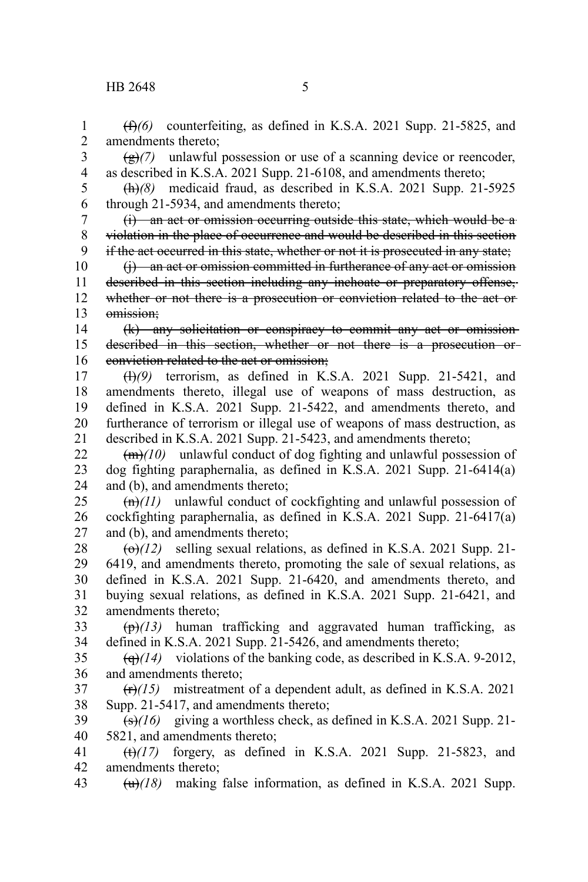~~(f)~~*(6)* counterfeiting, as defined in K.S.A. 2021 Supp. 21-5825, and amendments thereto;

~~(g)~~*(7)* unlawful possession or use of a scanning device or reencoder, as described in K.S.A. 2021 Supp. 21-6108, and amendments thereto;

~~(h)~~*(8)* medicaid fraud, as described in K.S.A. 2021 Supp. 21-5925 through 21-5934, and amendments thereto;

~~(i) an act or omission occurring outside this state, which would be a violation in the place of occurrence and would be described in this section if the act occurred in this state, whether or not it is prosecuted in any state;~~

~~(j) an act or omission committed in furtherance of any act or omission described in this section including any inchoate or preparatory offense, whether or not there is a prosecution or conviction related to the act or omission;~~

~~(k) any solicitation or conspiracy to commit any act or omission described in this section, whether or not there is a prosecution or conviction related to the act or omission;~~

~~(l)~~*(9)* terrorism, as defined in K.S.A. 2021 Supp. 21-5421, and amendments thereto, illegal use of weapons of mass destruction, as defined in K.S.A. 2021 Supp. 21-5422, and amendments thereto, and furtherance of terrorism or illegal use of weapons of mass destruction, as described in K.S.A. 2021 Supp. 21-5423, and amendments thereto;

~~(m)~~*(10)* unlawful conduct of dog fighting and unlawful possession of dog fighting paraphernalia, as defined in K.S.A. 2021 Supp. 21-6414(a) and (b), and amendments thereto;

~~(n)~~*(11)* unlawful conduct of cockfighting and unlawful possession of cockfighting paraphernalia, as defined in K.S.A. 2021 Supp. 21-6417(a) and (b), and amendments thereto;

~~(o)~~*(12)* selling sexual relations, as defined in K.S.A. 2021 Supp. 21-6419, and amendments thereto, promoting the sale of sexual relations, as defined in K.S.A. 2021 Supp. 21-6420, and amendments thereto, and buying sexual relations, as defined in K.S.A. 2021 Supp. 21-6421, and amendments thereto;

~~(p)~~*(13)* human trafficking and aggravated human trafficking, as defined in K.S.A. 2021 Supp. 21-5426, and amendments thereto;

~~(q)~~*(14)* violations of the banking code, as described in K.S.A. 9-2012, and amendments thereto;

~~(r)~~*(15)* mistreatment of a dependent adult, as defined in K.S.A. 2021 Supp. 21-5417, and amendments thereto;

~~(s)~~*(16)* giving a worthless check, as defined in K.S.A. 2021 Supp. 21-5821, and amendments thereto;

~~(t)~~*(17)* forgery, as defined in K.S.A. 2021 Supp. 21-5823, and amendments thereto;

~~(u)~~*(18)* making false information, as defined in K.S.A. 2021 Supp.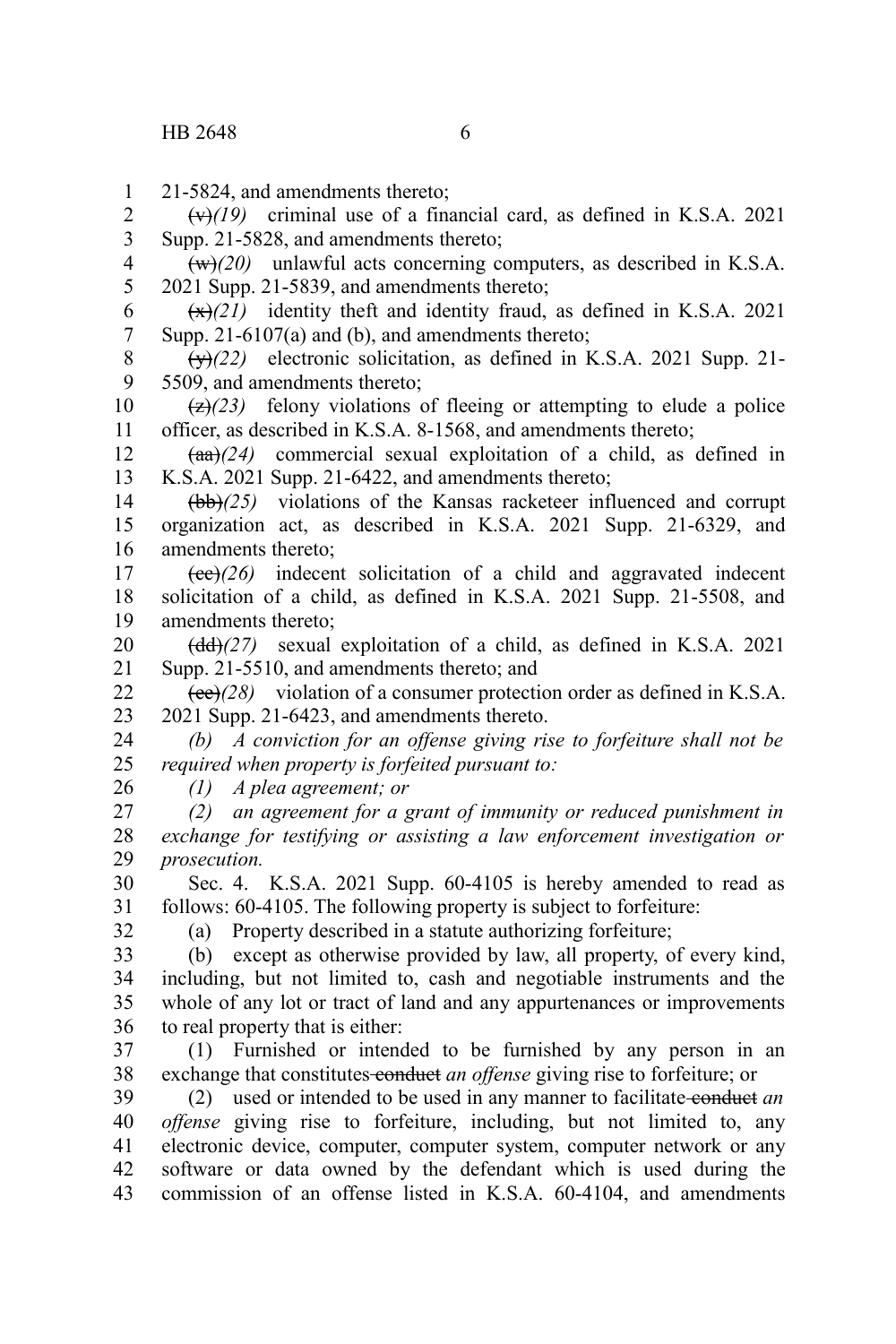21-5824, and amendments thereto;

~~(v)~~*(19)* criminal use of a financial card, as defined in K.S.A. 2021 Supp. 21-5828, and amendments thereto;

~~(w)~~*(20)* unlawful acts concerning computers, as described in K.S.A. 2021 Supp. 21-5839, and amendments thereto;

~~(x)~~*(21)* identity theft and identity fraud, as defined in K.S.A. 2021 Supp. 21-6107(a) and (b), and amendments thereto;

~~(y)~~*(22)* electronic solicitation, as defined in K.S.A. 2021 Supp. 21-5509, and amendments thereto;

~~(z)~~*(23)* felony violations of fleeing or attempting to elude a police officer, as described in K.S.A. 8-1568, and amendments thereto;

~~(aa)~~*(24)* commercial sexual exploitation of a child, as defined in K.S.A. 2021 Supp. 21-6422, and amendments thereto;

~~(bb)~~*(25)* violations of the Kansas racketeer influenced and corrupt organization act, as described in K.S.A. 2021 Supp. 21-6329, and amendments thereto;

~~(cc)~~*(26)* indecent solicitation of a child and aggravated indecent solicitation of a child, as defined in K.S.A. 2021 Supp. 21-5508, and amendments thereto;

~~(dd)~~*(27)* sexual exploitation of a child, as defined in K.S.A. 2021 Supp. 21-5510, and amendments thereto; and

~~(ee)~~*(28)* violation of a consumer protection order as defined in K.S.A. 2021 Supp. 21-6423, and amendments thereto.

*(b) A conviction for an offense giving rise to forfeiture shall not be required when property is forfeited pursuant to:*

*(1) A plea agreement; or*

*(2) an agreement for a grant of immunity or reduced punishment in exchange for testifying or assisting a law enforcement investigation or prosecution.*

Sec. 4. K.S.A. 2021 Supp. 60-4105 is hereby amended to read as follows: 60-4105. The following property is subject to forfeiture:

(a) Property described in a statute authorizing forfeiture;

(b) except as otherwise provided by law, all property, of every kind, including, but not limited to, cash and negotiable instruments and the whole of any lot or tract of land and any appurtenances or improvements to real property that is either:

(1) Furnished or intended to be furnished by any person in an exchange that constitutes ~~conduct~~ *an offense* giving rise to forfeiture; or

(2) used or intended to be used in any manner to facilitate ~~conduct~~ *an offense* giving rise to forfeiture, including, but not limited to, any electronic device, computer, computer system, computer network or any software or data owned by the defendant which is used during the commission of an offense listed in K.S.A. 60-4104, and amendments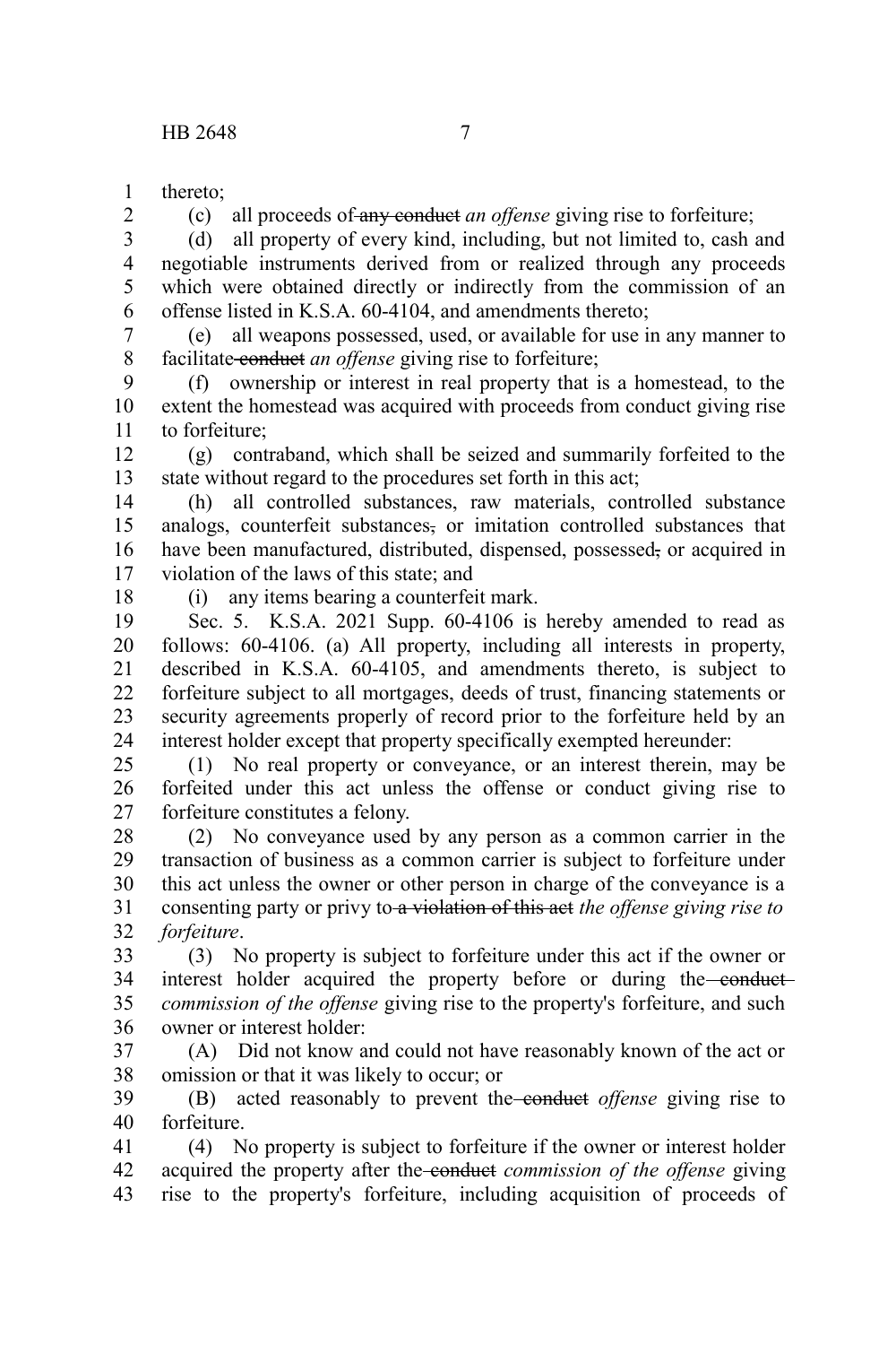thereto;

(c) all proceeds of ~~any conduct~~ *an offense* giving rise to forfeiture;

(d) all property of every kind, including, but not limited to, cash and negotiable instruments derived from or realized through any proceeds which were obtained directly or indirectly from the commission of an offense listed in K.S.A. 60-4104, and amendments thereto;

(e) all weapons possessed, used, or available for use in any manner to facilitate ~~conduct~~ *an offense* giving rise to forfeiture;

(f) ownership or interest in real property that is a homestead, to the extent the homestead was acquired with proceeds from conduct giving rise to forfeiture;

(g) contraband, which shall be seized and summarily forfeited to the state without regard to the procedures set forth in this act;

(h) all controlled substances, raw materials, controlled substance analogs, counterfeit substances~~,~~ or imitation controlled substances that have been manufactured, distributed, dispensed, possessed~~,~~ or acquired in violation of the laws of this state; and

(i) any items bearing a counterfeit mark.

Sec. 5. K.S.A. 2021 Supp. 60-4106 is hereby amended to read as follows: 60-4106. (a) All property, including all interests in property, described in K.S.A. 60-4105, and amendments thereto, is subject to forfeiture subject to all mortgages, deeds of trust, financing statements or security agreements properly of record prior to the forfeiture held by an interest holder except that property specifically exempted hereunder:

(1) No real property or conveyance, or an interest therein, may be forfeited under this act unless the offense or conduct giving rise to forfeiture constitutes a felony.

(2) No conveyance used by any person as a common carrier in the transaction of business as a common carrier is subject to forfeiture under this act unless the owner or other person in charge of the conveyance is a consenting party or privy to ~~a violation of this act~~ *the offense giving rise to forfeiture*.

(3) No property is subject to forfeiture under this act if the owner or interest holder acquired the property before or during the ~~conduct~~ *commission of the offense* giving rise to the property's forfeiture, and such owner or interest holder:

(A) Did not know and could not have reasonably known of the act or omission or that it was likely to occur; or

(B) acted reasonably to prevent the ~~conduct~~ *offense* giving rise to forfeiture.

(4) No property is subject to forfeiture if the owner or interest holder acquired the property after the ~~conduct~~ *commission of the offense* giving rise to the property's forfeiture, including acquisition of proceeds of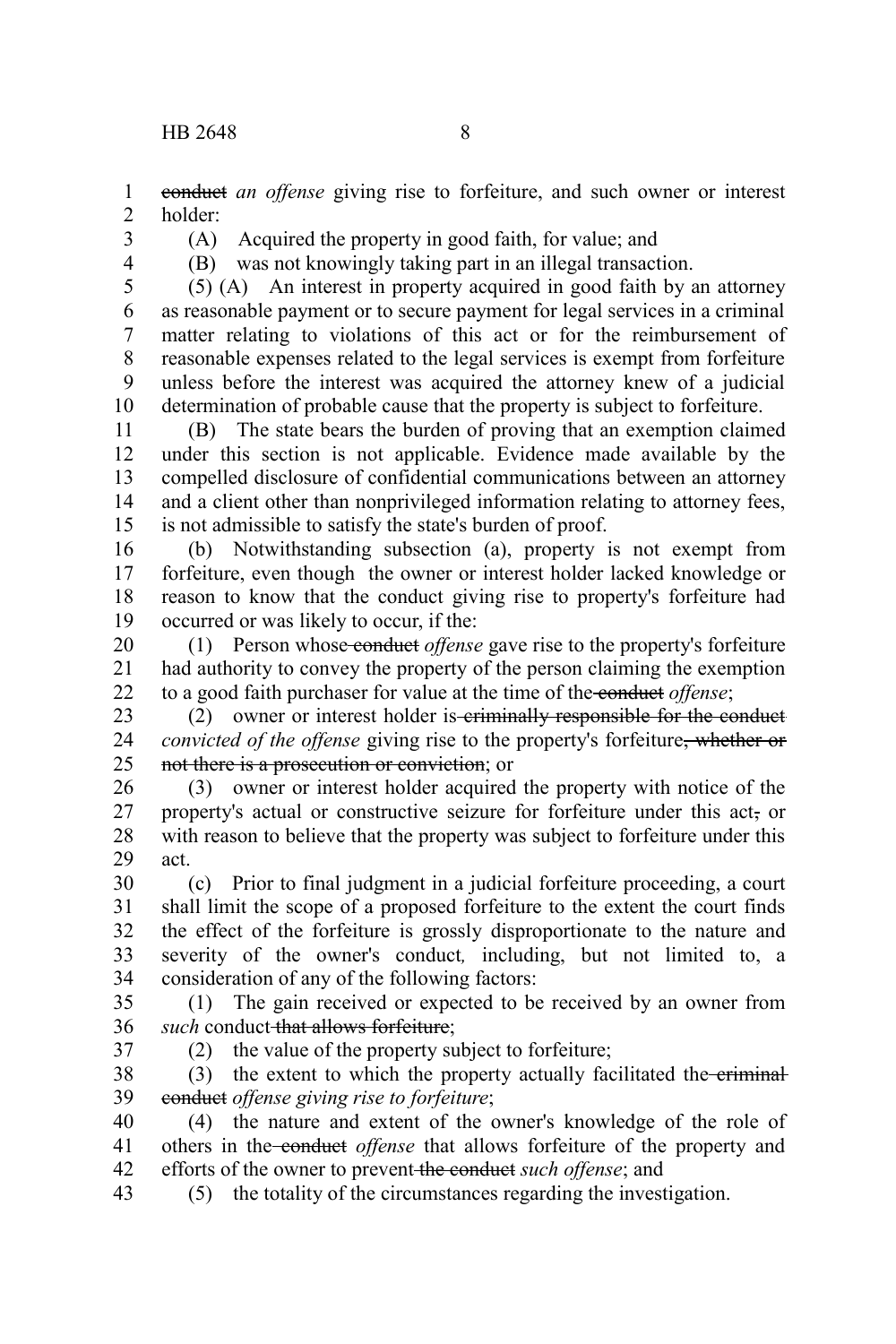~~conduct~~ *an offense* giving rise to forfeiture, and such owner or interest holder:

(A) Acquired the property in good faith, for value; and

(B) was not knowingly taking part in an illegal transaction.

(5) (A) An interest in property acquired in good faith by an attorney as reasonable payment or to secure payment for legal services in a criminal matter relating to violations of this act or for the reimbursement of reasonable expenses related to the legal services is exempt from forfeiture unless before the interest was acquired the attorney knew of a judicial determination of probable cause that the property is subject to forfeiture.

(B) The state bears the burden of proving that an exemption claimed under this section is not applicable. Evidence made available by the compelled disclosure of confidential communications between an attorney and a client other than nonprivileged information relating to attorney fees, is not admissible to satisfy the state's burden of proof.

(b) Notwithstanding subsection (a), property is not exempt from forfeiture, even though the owner or interest holder lacked knowledge or reason to know that the conduct giving rise to property's forfeiture had occurred or was likely to occur, if the:

(1) Person whose ~~conduct~~ *offense* gave rise to the property's forfeiture had authority to convey the property of the person claiming the exemption to a good faith purchaser for value at the time of the ~~conduct~~ *offense*;

(2) owner or interest holder is ~~criminally responsible for the conduct~~ *convicted of the offense* giving rise to the property's forfeiture~~, whether or not there is a prosecution or conviction~~; or

(3) owner or interest holder acquired the property with notice of the property's actual or constructive seizure for forfeiture under this act~~,~~ or with reason to believe that the property was subject to forfeiture under this act.

(c) Prior to final judgment in a judicial forfeiture proceeding, a court shall limit the scope of a proposed forfeiture to the extent the court finds the effect of the forfeiture is grossly disproportionate to the nature and severity of the owner's conduct, including, but not limited to, a consideration of any of the following factors:

(1) The gain received or expected to be received by an owner from *such* conduct ~~that allows forfeiture~~;

(2) the value of the property subject to forfeiture;

(3) the extent to which the property actually facilitated the ~~criminal conduct~~ *offense giving rise to forfeiture*;

(4) the nature and extent of the owner's knowledge of the role of others in the ~~conduct~~ *offense* that allows forfeiture of the property and efforts of the owner to prevent ~~the conduct~~ *such offense*; and

(5) the totality of the circumstances regarding the investigation.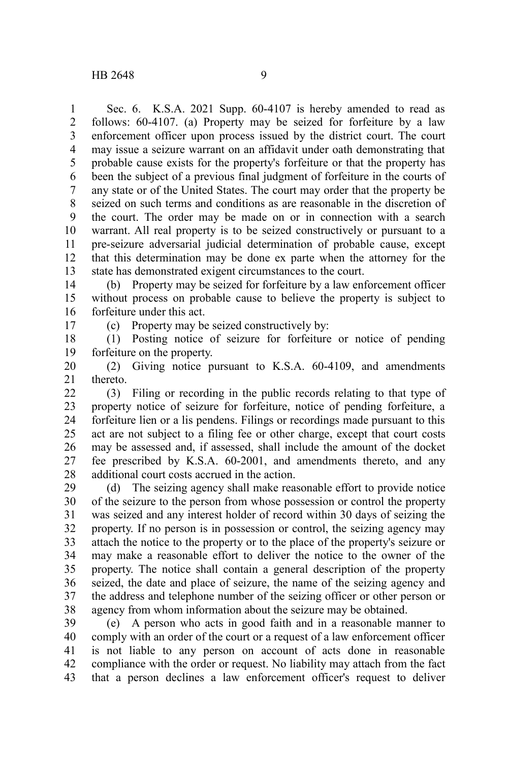Sec. 6. K.S.A. 2021 Supp. 60-4107 is hereby amended to read as follows: 60-4107. (a) Property may be seized for forfeiture by a law enforcement officer upon process issued by the district court. The court may issue a seizure warrant on an affidavit under oath demonstrating that probable cause exists for the property's forfeiture or that the property has been the subject of a previous final judgment of forfeiture in the courts of any state or of the United States. The court may order that the property be seized on such terms and conditions as are reasonable in the discretion of the court. The order may be made on or in connection with a search warrant. All real property is to be seized constructively or pursuant to a pre-seizure adversarial judicial determination of probable cause, except that this determination may be done ex parte when the attorney for the state has demonstrated exigent circumstances to the court.

(b) Property may be seized for forfeiture by a law enforcement officer without process on probable cause to believe the property is subject to forfeiture under this act.

(c) Property may be seized constructively by:

(1) Posting notice of seizure for forfeiture or notice of pending forfeiture on the property.

(2) Giving notice pursuant to K.S.A. 60-4109, and amendments thereto.

(3) Filing or recording in the public records relating to that type of property notice of seizure for forfeiture, notice of pending forfeiture, a forfeiture lien or a lis pendens. Filings or recordings made pursuant to this act are not subject to a filing fee or other charge, except that court costs may be assessed and, if assessed, shall include the amount of the docket fee prescribed by K.S.A. 60-2001, and amendments thereto, and any additional court costs accrued in the action.

(d) The seizing agency shall make reasonable effort to provide notice of the seizure to the person from whose possession or control the property was seized and any interest holder of record within 30 days of seizing the property. If no person is in possession or control, the seizing agency may attach the notice to the property or to the place of the property's seizure or may make a reasonable effort to deliver the notice to the owner of the property. The notice shall contain a general description of the property seized, the date and place of seizure, the name of the seizing agency and the address and telephone number of the seizing officer or other person or agency from whom information about the seizure may be obtained.

(e) A person who acts in good faith and in a reasonable manner to comply with an order of the court or a request of a law enforcement officer is not liable to any person on account of acts done in reasonable compliance with the order or request. No liability may attach from the fact that a person declines a law enforcement officer's request to deliver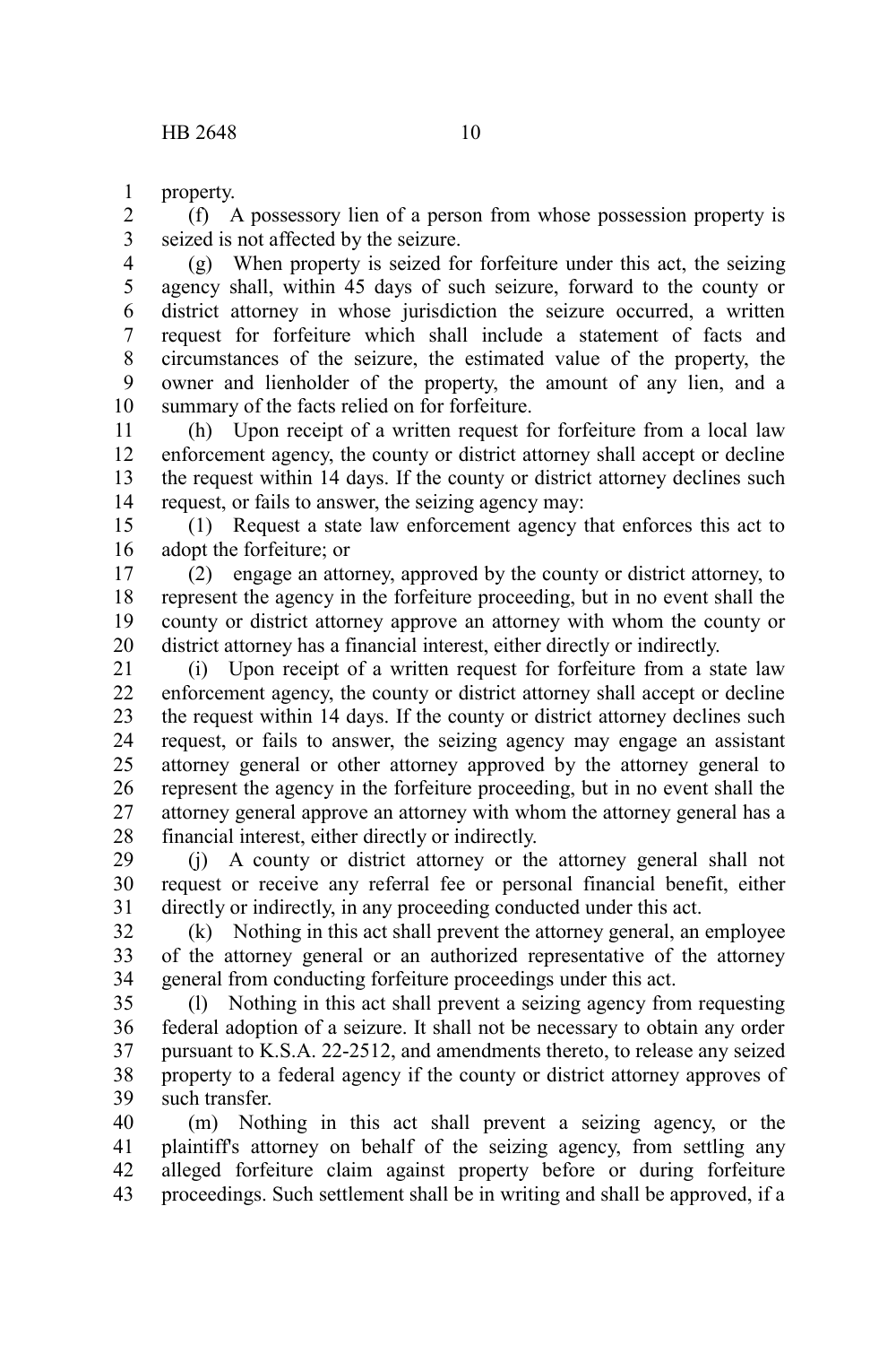property.

(f) A possessory lien of a person from whose possession property is seized is not affected by the seizure.

(g) When property is seized for forfeiture under this act, the seizing agency shall, within 45 days of such seizure, forward to the county or district attorney in whose jurisdiction the seizure occurred, a written request for forfeiture which shall include a statement of facts and circumstances of the seizure, the estimated value of the property, the owner and lienholder of the property, the amount of any lien, and a summary of the facts relied on for forfeiture.

(h) Upon receipt of a written request for forfeiture from a local law enforcement agency, the county or district attorney shall accept or decline the request within 14 days. If the county or district attorney declines such request, or fails to answer, the seizing agency may:

(1) Request a state law enforcement agency that enforces this act to adopt the forfeiture; or

(2) engage an attorney, approved by the county or district attorney, to represent the agency in the forfeiture proceeding, but in no event shall the county or district attorney approve an attorney with whom the county or district attorney has a financial interest, either directly or indirectly.

(i) Upon receipt of a written request for forfeiture from a state law enforcement agency, the county or district attorney shall accept or decline the request within 14 days. If the county or district attorney declines such request, or fails to answer, the seizing agency may engage an assistant attorney general or other attorney approved by the attorney general to represent the agency in the forfeiture proceeding, but in no event shall the attorney general approve an attorney with whom the attorney general has a financial interest, either directly or indirectly.

(j) A county or district attorney or the attorney general shall not request or receive any referral fee or personal financial benefit, either directly or indirectly, in any proceeding conducted under this act.

(k) Nothing in this act shall prevent the attorney general, an employee of the attorney general or an authorized representative of the attorney general from conducting forfeiture proceedings under this act.

(l) Nothing in this act shall prevent a seizing agency from requesting federal adoption of a seizure. It shall not be necessary to obtain any order pursuant to K.S.A. 22-2512, and amendments thereto, to release any seized property to a federal agency if the county or district attorney approves of such transfer.

(m) Nothing in this act shall prevent a seizing agency, or the plaintiff's attorney on behalf of the seizing agency, from settling any alleged forfeiture claim against property before or during forfeiture proceedings. Such settlement shall be in writing and shall be approved, if a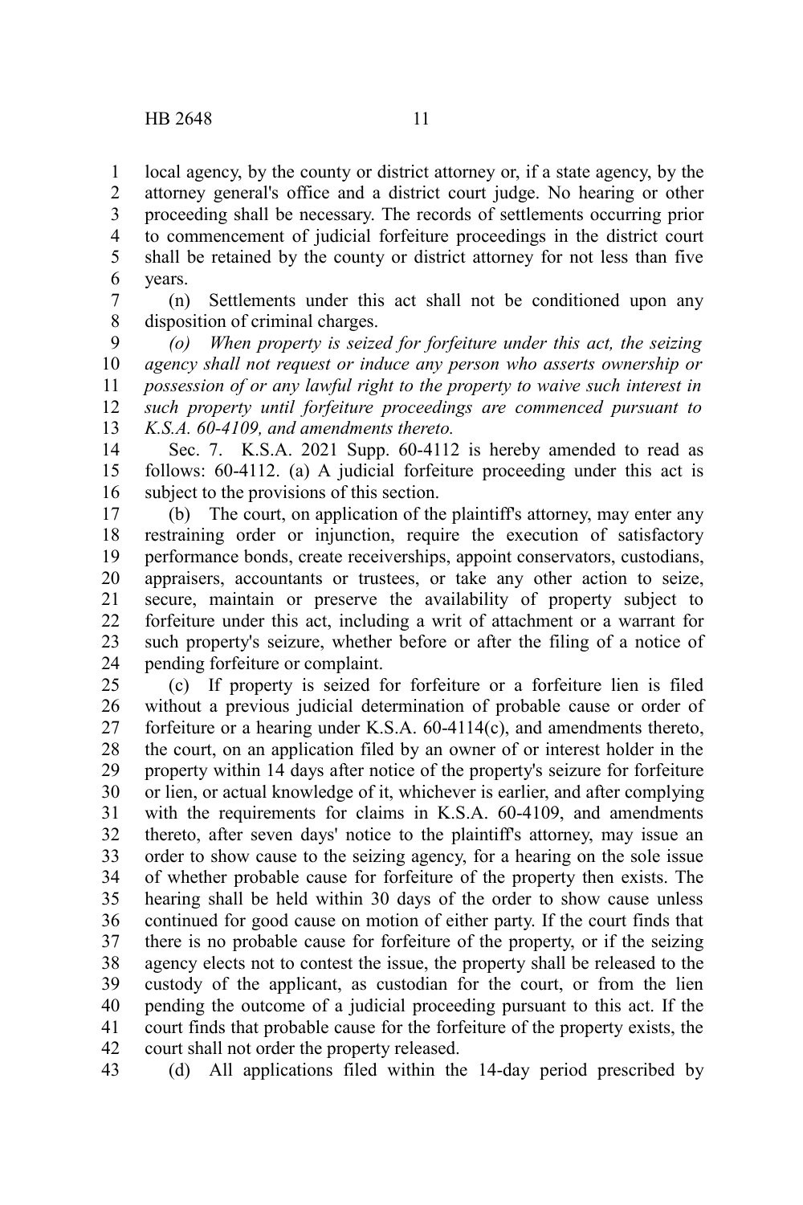local agency, by the county or district attorney or, if a state agency, by the attorney general's office and a district court judge. No hearing or other proceeding shall be necessary. The records of settlements occurring prior to commencement of judicial forfeiture proceedings in the district court shall be retained by the county or district attorney for not less than five years.

(n) Settlements under this act shall not be conditioned upon any disposition of criminal charges.

*(o) When property is seized for forfeiture under this act, the seizing agency shall not request or induce any person who asserts ownership or possession of or any lawful right to the property to waive such interest in such property until forfeiture proceedings are commenced pursuant to K.S.A. 60-4109, and amendments thereto.*

Sec. 7. K.S.A. 2021 Supp. 60-4112 is hereby amended to read as follows: 60-4112. (a) A judicial forfeiture proceeding under this act is subject to the provisions of this section.

(b) The court, on application of the plaintiff's attorney, may enter any restraining order or injunction, require the execution of satisfactory performance bonds, create receiverships, appoint conservators, custodians, appraisers, accountants or trustees, or take any other action to seize, secure, maintain or preserve the availability of property subject to forfeiture under this act, including a writ of attachment or a warrant for such property's seizure, whether before or after the filing of a notice of pending forfeiture or complaint.

(c) If property is seized for forfeiture or a forfeiture lien is filed without a previous judicial determination of probable cause or order of forfeiture or a hearing under K.S.A. 60-4114(c), and amendments thereto, the court, on an application filed by an owner of or interest holder in the property within 14 days after notice of the property's seizure for forfeiture or lien, or actual knowledge of it, whichever is earlier, and after complying with the requirements for claims in K.S.A. 60-4109, and amendments thereto, after seven days' notice to the plaintiff's attorney, may issue an order to show cause to the seizing agency, for a hearing on the sole issue of whether probable cause for forfeiture of the property then exists. The hearing shall be held within 30 days of the order to show cause unless continued for good cause on motion of either party. If the court finds that there is no probable cause for forfeiture of the property, or if the seizing agency elects not to contest the issue, the property shall be released to the custody of the applicant, as custodian for the court, or from the lien pending the outcome of a judicial proceeding pursuant to this act. If the court finds that probable cause for the forfeiture of the property exists, the court shall not order the property released.

(d) All applications filed within the 14-day period prescribed by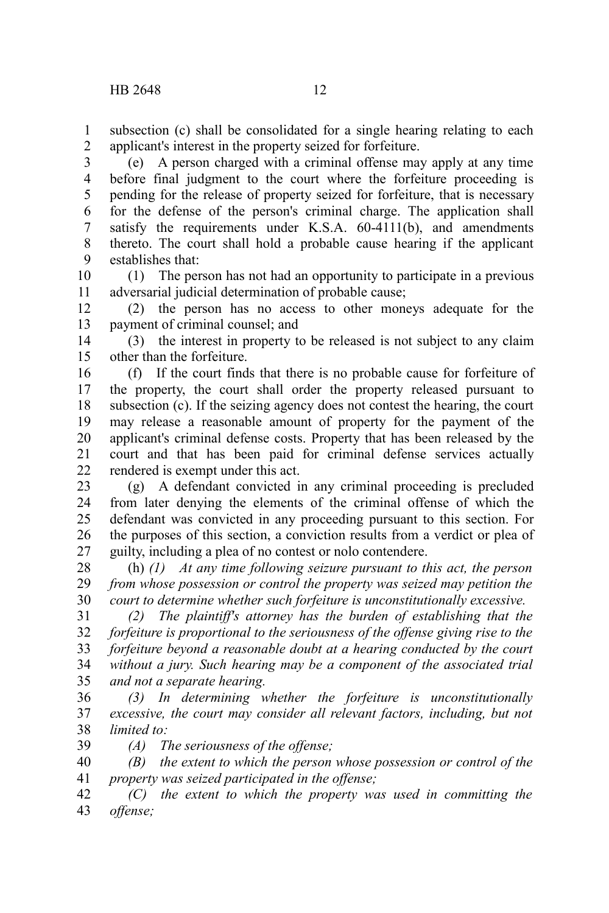subsection (c) shall be consolidated for a single hearing relating to each applicant's interest in the property seized for forfeiture.

(e) A person charged with a criminal offense may apply at any time before final judgment to the court where the forfeiture proceeding is pending for the release of property seized for forfeiture, that is necessary for the defense of the person's criminal charge. The application shall satisfy the requirements under K.S.A. 60-4111(b), and amendments thereto. The court shall hold a probable cause hearing if the applicant establishes that:

(1) The person has not had an opportunity to participate in a previous adversarial judicial determination of probable cause;

(2) the person has no access to other moneys adequate for the payment of criminal counsel; and

(3) the interest in property to be released is not subject to any claim other than the forfeiture.

(f) If the court finds that there is no probable cause for forfeiture of the property, the court shall order the property released pursuant to subsection (c). If the seizing agency does not contest the hearing, the court may release a reasonable amount of property for the payment of the applicant's criminal defense costs. Property that has been released by the court and that has been paid for criminal defense services actually rendered is exempt under this act.

(g) A defendant convicted in any criminal proceeding is precluded from later denying the elements of the criminal offense of which the defendant was convicted in any proceeding pursuant to this section. For the purposes of this section, a conviction results from a verdict or plea of guilty, including a plea of no contest or nolo contendere.

(h) *(1) At any time following seizure pursuant to this act, the person from whose possession or control the property was seized may petition the court to determine whether such forfeiture is unconstitutionally excessive.*

*(2) The plaintiff's attorney has the burden of establishing that the forfeiture is proportional to the seriousness of the offense giving rise to the forfeiture beyond a reasonable doubt at a hearing conducted by the court without a jury. Such hearing may be a component of the associated trial and not a separate hearing.*

*(3) In determining whether the forfeiture is unconstitutionally excessive, the court may consider all relevant factors, including, but not limited to:*

*(A) The seriousness of the offense;*

*(B) the extent to which the person whose possession or control of the property was seized participated in the offense;*

*(C) the extent to which the property was used in committing the offense;*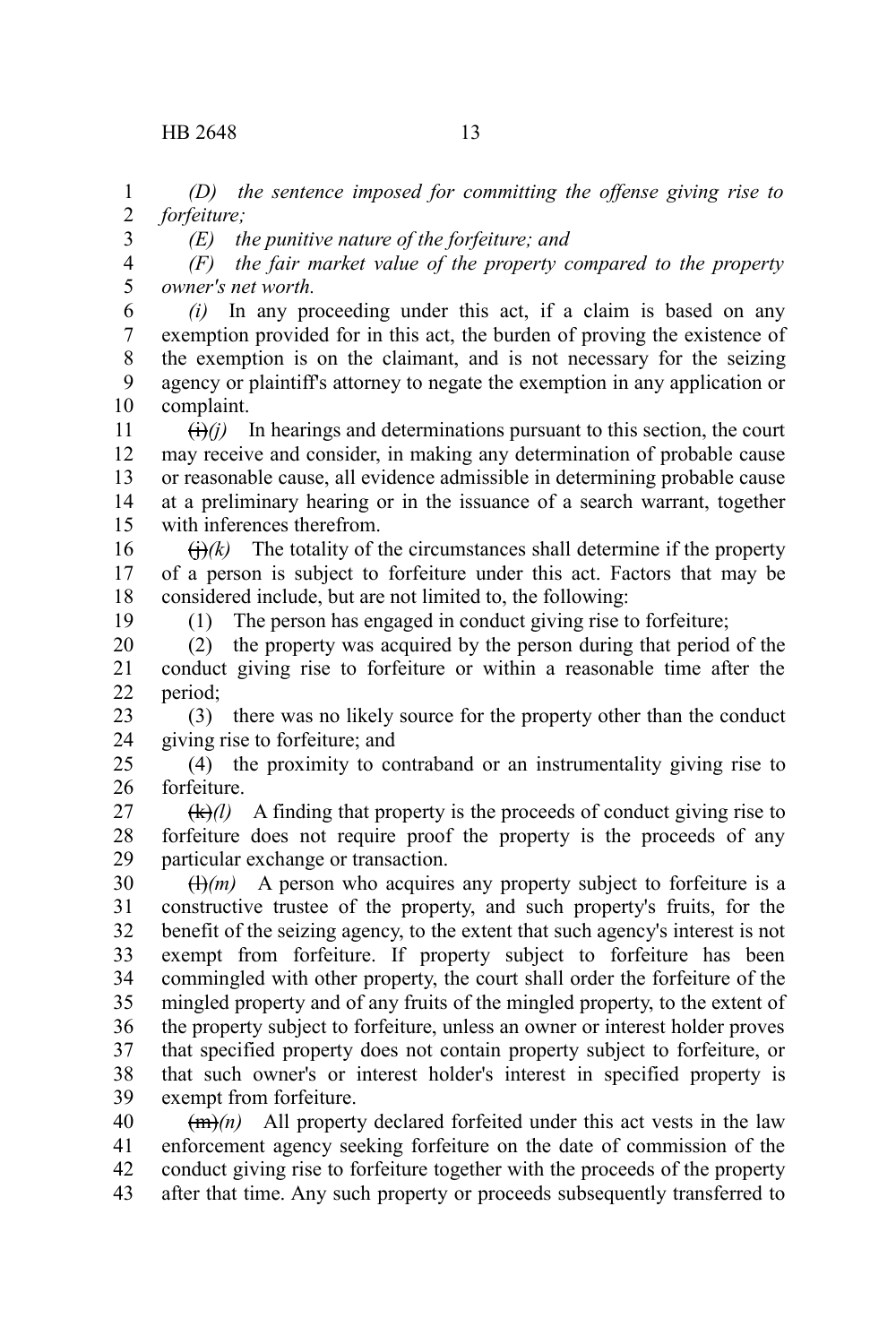*(D) the sentence imposed for committing the offense giving rise to forfeiture;*

*(E) the punitive nature of the forfeiture; and*

*(F) the fair market value of the property compared to the property owner's net worth.*

*(i)* In any proceeding under this act, if a claim is based on any exemption provided for in this act, the burden of proving the existence of the exemption is on the claimant, and is not necessary for the seizing agency or plaintiff's attorney to negate the exemption in any application or complaint.

~~(i)~~*(j)* In hearings and determinations pursuant to this section, the court may receive and consider, in making any determination of probable cause or reasonable cause, all evidence admissible in determining probable cause at a preliminary hearing or in the issuance of a search warrant, together with inferences therefrom.

~~(j)~~*(k)* The totality of the circumstances shall determine if the property of a person is subject to forfeiture under this act. Factors that may be considered include, but are not limited to, the following:

(1) The person has engaged in conduct giving rise to forfeiture;

(2) the property was acquired by the person during that period of the conduct giving rise to forfeiture or within a reasonable time after the period;

(3) there was no likely source for the property other than the conduct giving rise to forfeiture; and

(4) the proximity to contraband or an instrumentality giving rise to forfeiture.

~~(k)~~*(l)* A finding that property is the proceeds of conduct giving rise to forfeiture does not require proof the property is the proceeds of any particular exchange or transaction.

~~(l)~~*(m)* A person who acquires any property subject to forfeiture is a constructive trustee of the property, and such property's fruits, for the benefit of the seizing agency, to the extent that such agency's interest is not exempt from forfeiture. If property subject to forfeiture has been commingled with other property, the court shall order the forfeiture of the mingled property and of any fruits of the mingled property, to the extent of the property subject to forfeiture, unless an owner or interest holder proves that specified property does not contain property subject to forfeiture, or that such owner's or interest holder's interest in specified property is exempt from forfeiture.

~~(m)~~*(n)* All property declared forfeited under this act vests in the law enforcement agency seeking forfeiture on the date of commission of the conduct giving rise to forfeiture together with the proceeds of the property after that time. Any such property or proceeds subsequently transferred to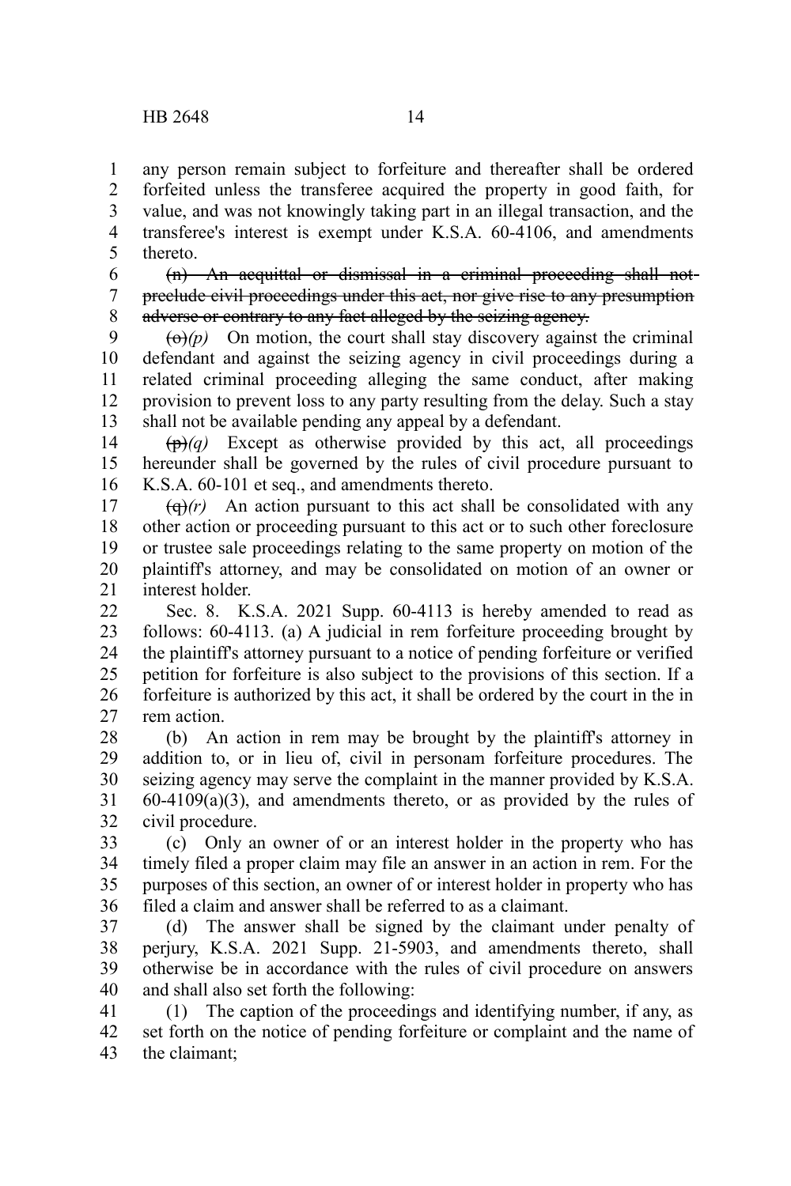any person remain subject to forfeiture and thereafter shall be ordered forfeited unless the transferee acquired the property in good faith, for value, and was not knowingly taking part in an illegal transaction, and the transferee's interest is exempt under K.S.A. 60-4106, and amendments thereto.

~~(n) An acquittal or dismissal in a criminal proceeding shall not preclude civil proceedings under this act, nor give rise to any presumption adverse or contrary to any fact alleged by the seizing agency.~~

~~(o)~~*(p)* On motion, the court shall stay discovery against the criminal defendant and against the seizing agency in civil proceedings during a related criminal proceeding alleging the same conduct, after making provision to prevent loss to any party resulting from the delay. Such a stay shall not be available pending any appeal by a defendant.

~~(p)~~*(q)* Except as otherwise provided by this act, all proceedings hereunder shall be governed by the rules of civil procedure pursuant to K.S.A. 60-101 et seq., and amendments thereto.

~~(q)~~*(r)* An action pursuant to this act shall be consolidated with any other action or proceeding pursuant to this act or to such other foreclosure or trustee sale proceedings relating to the same property on motion of the plaintiff's attorney, and may be consolidated on motion of an owner or interest holder.

Sec. 8. K.S.A. 2021 Supp. 60-4113 is hereby amended to read as follows: 60-4113. (a) A judicial in rem forfeiture proceeding brought by the plaintiff's attorney pursuant to a notice of pending forfeiture or verified petition for forfeiture is also subject to the provisions of this section. If a forfeiture is authorized by this act, it shall be ordered by the court in the in rem action.

(b) An action in rem may be brought by the plaintiff's attorney in addition to, or in lieu of, civil in personam forfeiture procedures. The seizing agency may serve the complaint in the manner provided by K.S.A. 60-4109(a)(3), and amendments thereto, or as provided by the rules of civil procedure.

(c) Only an owner of or an interest holder in the property who has timely filed a proper claim may file an answer in an action in rem. For the purposes of this section, an owner of or interest holder in property who has filed a claim and answer shall be referred to as a claimant.

(d) The answer shall be signed by the claimant under penalty of perjury, K.S.A. 2021 Supp. 21-5903, and amendments thereto, shall otherwise be in accordance with the rules of civil procedure on answers and shall also set forth the following:

(1) The caption of the proceedings and identifying number, if any, as set forth on the notice of pending forfeiture or complaint and the name of the claimant;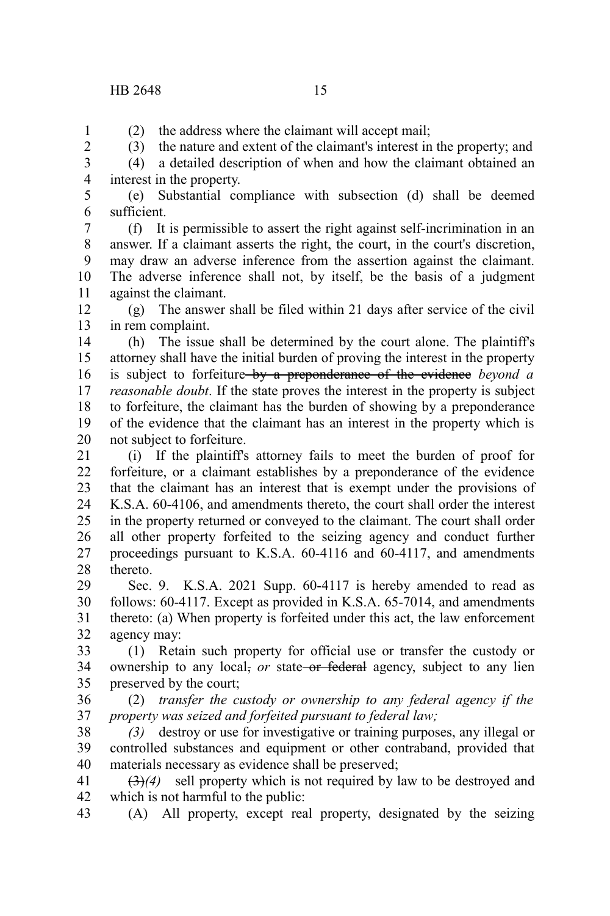(2) the address where the claimant will accept mail;

(3) the nature and extent of the claimant's interest in the property; and

(4) a detailed description of when and how the claimant obtained an interest in the property.

(e) Substantial compliance with subsection (d) shall be deemed sufficient.

(f) It is permissible to assert the right against self-incrimination in an answer. If a claimant asserts the right, the court, in the court's discretion, may draw an adverse inference from the assertion against the claimant. The adverse inference shall not, by itself, be the basis of a judgment against the claimant.

(g) The answer shall be filed within 21 days after service of the civil in rem complaint.

(h) The issue shall be determined by the court alone. The plaintiff's attorney shall have the initial burden of proving the interest in the property is subject to forfeiture ~~by a preponderance of the evidence~~ *beyond a reasonable doubt*. If the state proves the interest in the property is subject to forfeiture, the claimant has the burden of showing by a preponderance of the evidence that the claimant has an interest in the property which is not subject to forfeiture.

(i) If the plaintiff's attorney fails to meet the burden of proof for forfeiture, or a claimant establishes by a preponderance of the evidence that the claimant has an interest that is exempt under the provisions of K.S.A. 60-4106, and amendments thereto, the court shall order the interest in the property returned or conveyed to the claimant. The court shall order all other property forfeited to the seizing agency and conduct further proceedings pursuant to K.S.A. 60-4116 and 60-4117, and amendments thereto.

Sec. 9. K.S.A. 2021 Supp. 60-4117 is hereby amended to read as follows: 60-4117. Except as provided in K.S.A. 65-7014, and amendments thereto: (a) When property is forfeited under this act, the law enforcement agency may:

(1) Retain such property for official use or transfer the custody or ownership to any local~~,~~ *or* state ~~or federal~~ agency, subject to any lien preserved by the court;

(2) *transfer the custody or ownership to any federal agency if the property was seized and forfeited pursuant to federal law;*

*(3)* destroy or use for investigative or training purposes, any illegal or controlled substances and equipment or other contraband, provided that materials necessary as evidence shall be preserved;

~~(3)~~*(4)* sell property which is not required by law to be destroyed and which is not harmful to the public:

(A) All property, except real property, designated by the seizing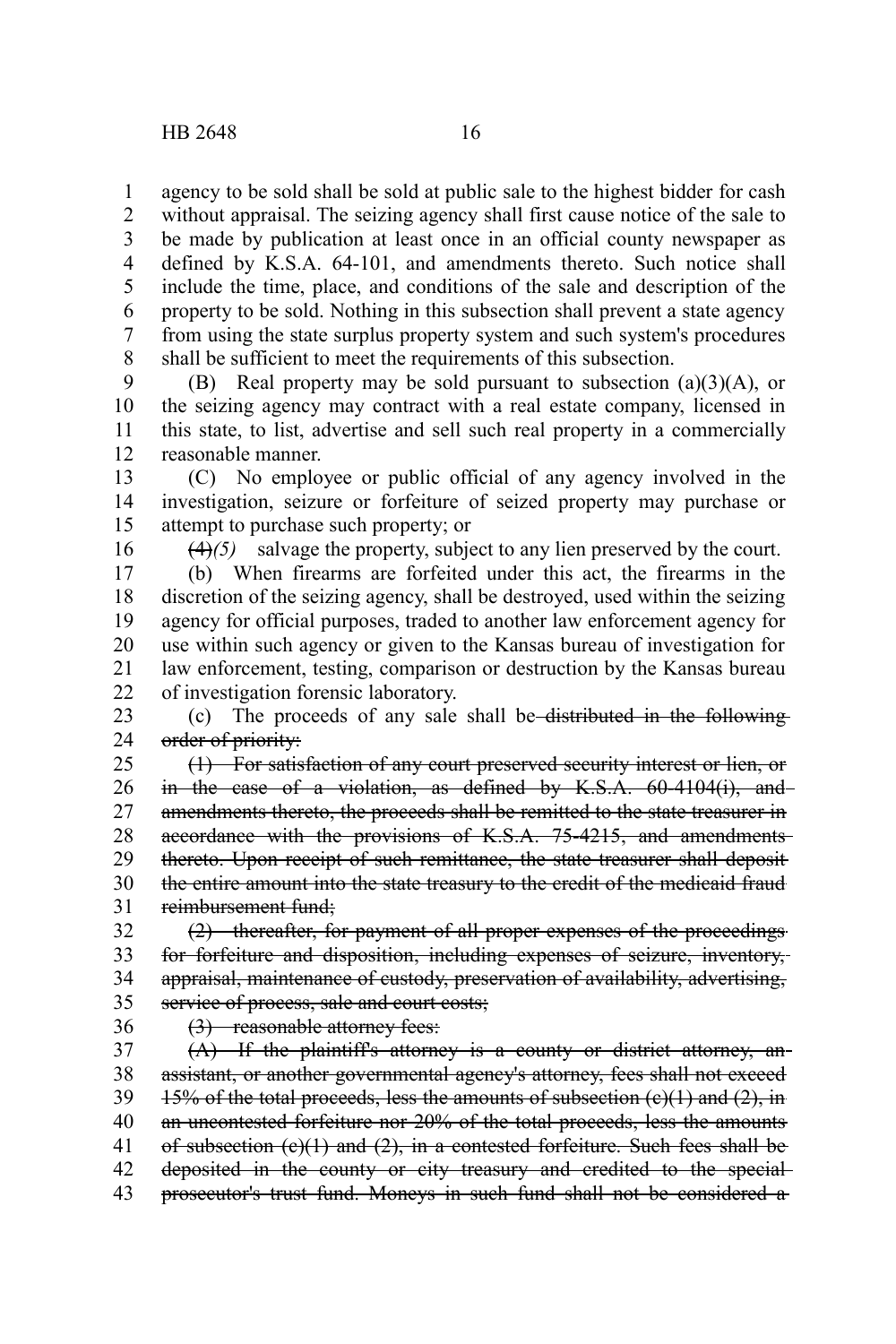agency to be sold shall be sold at public sale to the highest bidder for cash without appraisal. The seizing agency shall first cause notice of the sale to be made by publication at least once in an official county newspaper as defined by K.S.A. 64-101, and amendments thereto. Such notice shall include the time, place, and conditions of the sale and description of the property to be sold. Nothing in this subsection shall prevent a state agency from using the state surplus property system and such system's procedures shall be sufficient to meet the requirements of this subsection.

(B) Real property may be sold pursuant to subsection (a)(3)(A), or the seizing agency may contract with a real estate company, licensed in this state, to list, advertise and sell such real property in a commercially reasonable manner.

(C) No employee or public official of any agency involved in the investigation, seizure or forfeiture of seized property may purchase or attempt to purchase such property; or

~~(4)~~*(5)* salvage the property, subject to any lien preserved by the court.

(b) When firearms are forfeited under this act, the firearms in the discretion of the seizing agency, shall be destroyed, used within the seizing agency for official purposes, traded to another law enforcement agency for use within such agency or given to the Kansas bureau of investigation for law enforcement, testing, comparison or destruction by the Kansas bureau of investigation forensic laboratory.

(c) The proceeds of any sale shall be ~~distributed in the following order of priority:~~

~~(1) For satisfaction of any court preserved security interest or lien, or in the case of a violation, as defined by K.S.A. 60-4104(i), and amendments thereto, the proceeds shall be remitted to the state treasurer in accordance with the provisions of K.S.A. 75-4215, and amendments thereto. Upon receipt of such remittance, the state treasurer shall deposit the entire amount into the state treasury to the credit of the medicaid fraud reimbursement fund;~~

~~(2) thereafter, for payment of all proper expenses of the proceedings for forfeiture and disposition, including expenses of seizure, inventory, appraisal, maintenance of custody, preservation of availability, advertising, service of process, sale and court costs;~~

~~(3) reasonable attorney fees:~~

~~(A) If the plaintiff's attorney is a county or district attorney, an assistant, or another governmental agency's attorney, fees shall not exceed 15% of the total proceeds, less the amounts of subsection (c)(1) and (2), in an uncontested forfeiture nor 20% of the total proceeds, less the amounts of subsection (c)(1) and (2), in a contested forfeiture. Such fees shall be deposited in the county or city treasury and credited to the special prosecutor's trust fund. Moneys in such fund shall not be considered a~~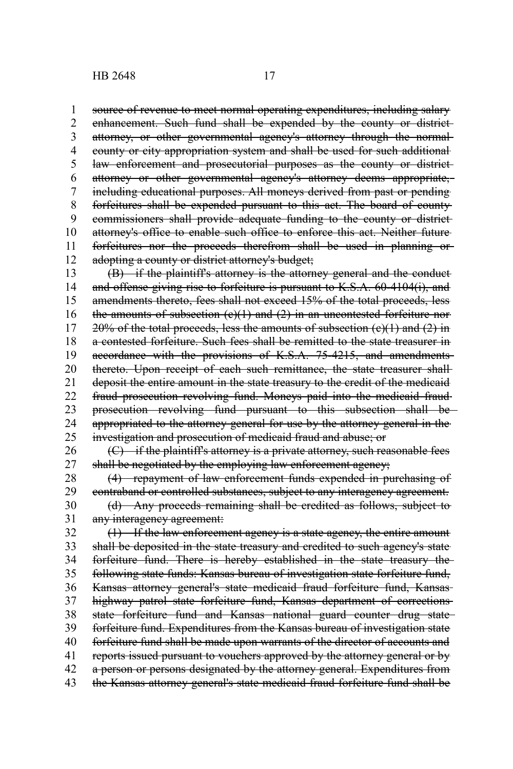~~source of revenue to meet normal operating expenditures, including salary enhancement. Such fund shall be expended by the county or district attorney, or other governmental agency's attorney through the normal county or city appropriation system and shall be used for such additional law enforcement and prosecutorial purposes as the county or district attorney or other governmental agency's attorney deems appropriate, including educational purposes. All moneys derived from past or pending forfeitures shall be expended pursuant to this act. The board of county commissioners shall provide adequate funding to the county or district attorney's office to enable such office to enforce this act. Neither future forfeitures nor the proceeds therefrom shall be used in planning or adopting a county or district attorney's budget;~~

~~(B) if the plaintiff's attorney is the attorney general and the conduct and offense giving rise to forfeiture is pursuant to K.S.A. 60-4104(i), and amendments thereto, fees shall not exceed 15% of the total proceeds, less the amounts of subsection (c)(1) and (2) in an uncontested forfeiture nor 20% of the total proceeds, less the amounts of subsection (c)(1) and (2) in a contested forfeiture. Such fees shall be remitted to the state treasurer in accordance with the provisions of K.S.A. 75-4215, and amendments thereto. Upon receipt of each such remittance, the state treasurer shall deposit the entire amount in the state treasury to the credit of the medicaid fraud prosecution revolving fund. Moneys paid into the medicaid fraud prosecution revolving fund pursuant to this subsection shall be appropriated to the attorney general for use by the attorney general in the investigation and prosecution of medicaid fraud and abuse; or~~

~~(C) if the plaintiff's attorney is a private attorney, such reasonable fees shall be negotiated by the employing law enforcement agency;~~

~~(4) repayment of law enforcement funds expended in purchasing of contraband or controlled substances, subject to any interagency agreement.~~

~~(d) Any proceeds remaining shall be credited as follows, subject to any interagency agreement:~~

~~(1) If the law enforcement agency is a state agency, the entire amount shall be deposited in the state treasury and credited to such agency's state forfeiture fund. There is hereby established in the state treasury the following state funds: Kansas bureau of investigation state forfeiture fund, Kansas attorney general's state medicaid fraud forfeiture fund, Kansas highway patrol state forfeiture fund, Kansas department of corrections state forfeiture fund and Kansas national guard counter drug state forfeiture fund. Expenditures from the Kansas bureau of investigation state forfeiture fund shall be made upon warrants of the director of accounts and reports issued pursuant to vouchers approved by the attorney general or by a person or persons designated by the attorney general. Expenditures from the Kansas attorney general's state medicaid fraud forfeiture fund shall be~~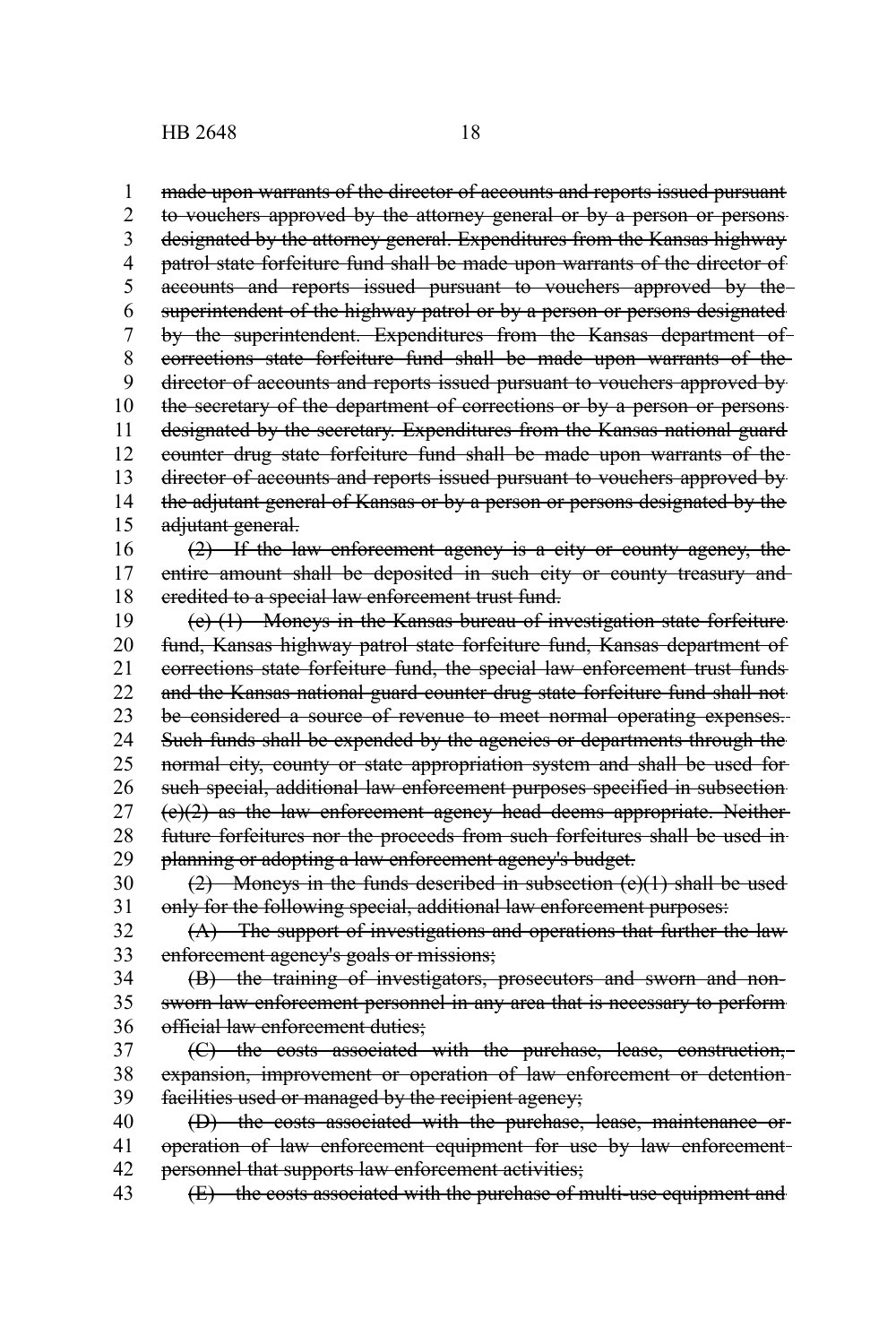~~made upon warrants of the director of accounts and reports issued pursuant to vouchers approved by the attorney general or by a person or persons designated by the attorney general. Expenditures from the Kansas highway patrol state forfeiture fund shall be made upon warrants of the director of accounts and reports issued pursuant to vouchers approved by the superintendent of the highway patrol or by a person or persons designated by the superintendent. Expenditures from the Kansas department of corrections state forfeiture fund shall be made upon warrants of the director of accounts and reports issued pursuant to vouchers approved by the secretary of the department of corrections or by a person or persons designated by the secretary. Expenditures from the Kansas national guard counter drug state forfeiture fund shall be made upon warrants of the director of accounts and reports issued pursuant to vouchers approved by the adjutant general of Kansas or by a person or persons designated by the adjutant general.~~

~~(2) If the law enforcement agency is a city or county agency, the entire amount shall be deposited in such city or county treasury and credited to a special law enforcement trust fund.~~

~~(e) (1) Moneys in the Kansas bureau of investigation state forfeiture fund, Kansas highway patrol state forfeiture fund, Kansas department of corrections state forfeiture fund, the special law enforcement trust funds and the Kansas national guard counter drug state forfeiture fund shall not be considered a source of revenue to meet normal operating expenses. Such funds shall be expended by the agencies or departments through the normal city, county or state appropriation system and shall be used for such special, additional law enforcement purposes specified in subsection (e)(2) as the law enforcement agency head deems appropriate. Neither future forfeitures nor the proceeds from such forfeitures shall be used in planning or adopting a law enforcement agency's budget.~~

~~(2) Moneys in the funds described in subsection (e)(1) shall be used only for the following special, additional law enforcement purposes:~~

~~(A) The support of investigations and operations that further the law enforcement agency's goals or missions;~~

~~(B) the training of investigators, prosecutors and sworn and non-sworn law enforcement personnel in any area that is necessary to perform official law enforcement duties;~~

~~(C) the costs associated with the purchase, lease, construction, expansion, improvement or operation of law enforcement or detention facilities used or managed by the recipient agency;~~

~~(D) the costs associated with the purchase, lease, maintenance or operation of law enforcement equipment for use by law enforcement personnel that supports law enforcement activities;~~

~~(E) the costs associated with the purchase of multi-use equipment and~~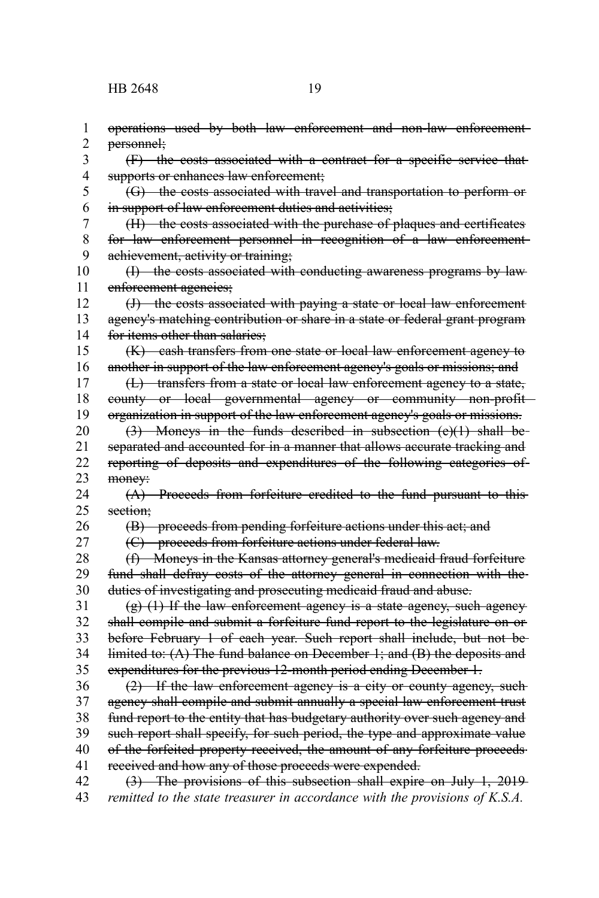~~operations used by both law enforcement and non-law enforcement personnel;~~

~~(F) the costs associated with a contract for a specific service that supports or enhances law enforcement;~~

~~(G) the costs associated with travel and transportation to perform or in support of law enforcement duties and activities;~~

~~(H) the costs associated with the purchase of plaques and certificates for law enforcement personnel in recognition of a law enforcement achievement, activity or training;~~

~~(I) the costs associated with conducting awareness programs by law enforcement agencies;~~

~~(J) the costs associated with paying a state or local law enforcement agency's matching contribution or share in a state or federal grant program for items other than salaries;~~

~~(K) cash transfers from one state or local law enforcement agency to another in support of the law enforcement agency's goals or missions; and~~

~~(L) transfers from a state or local law enforcement agency to a state, county or local governmental agency or community non-profit organization in support of the law enforcement agency's goals or missions.~~

~~(3) Moneys in the funds described in subsection (e)(1) shall be separated and accounted for in a manner that allows accurate tracking and reporting of deposits and expenditures of the following categories of money:~~

~~(A) Proceeds from forfeiture credited to the fund pursuant to this section;~~

~~(B) proceeds from pending forfeiture actions under this act; and~~

~~(C) proceeds from forfeiture actions under federal law.~~

~~(f) Moneys in the Kansas attorney general's medicaid fraud forfeiture fund shall defray costs of the attorney general in connection with the duties of investigating and prosecuting medicaid fraud and abuse.~~

~~(g) (1) If the law enforcement agency is a state agency, such agency shall compile and submit a forfeiture fund report to the legislature on or before February 1 of each year. Such report shall include, but not be limited to: (A) The fund balance on December 1; and (B) the deposits and expenditures for the previous 12-month period ending December 1.~~

~~(2) If the law enforcement agency is a city or county agency, such agency shall compile and submit annually a special law enforcement trust fund report to the entity that has budgetary authority over such agency and such report shall specify, for such period, the type and approximate value of the forfeited property received, the amount of any forfeiture proceeds received and how any of those proceeds were expended.~~

~~(3) The provisions of this subsection shall expire on July 1, 2019~~ *remitted to the state treasurer in accordance with the provisions of K.S.A.*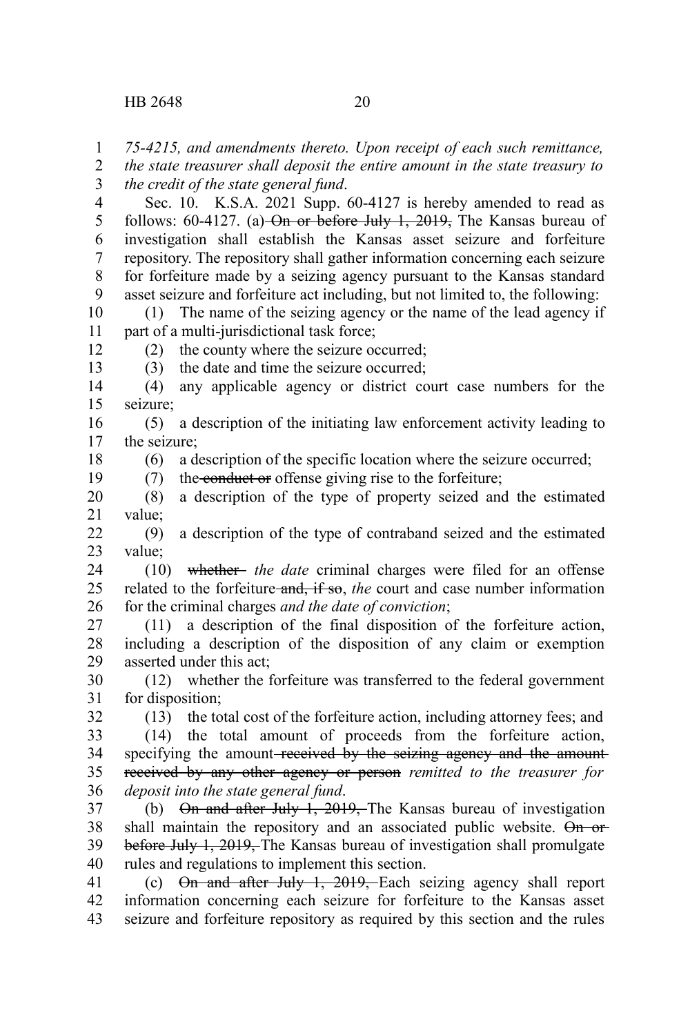*75-4215, and amendments thereto. Upon receipt of each such remittance, the state treasurer shall deposit the entire amount in the state treasury to the credit of the state general fund*.

Sec. 10. K.S.A. 2021 Supp. 60-4127 is hereby amended to read as follows: 60-4127. (a) ~~On or before July 1, 2019,~~ The Kansas bureau of investigation shall establish the Kansas asset seizure and forfeiture repository. The repository shall gather information concerning each seizure for forfeiture made by a seizing agency pursuant to the Kansas standard asset seizure and forfeiture act including, but not limited to, the following:

(1) The name of the seizing agency or the name of the lead agency if part of a multi-jurisdictional task force;

(2) the county where the seizure occurred;

(3) the date and time the seizure occurred;

(4) any applicable agency or district court case numbers for the seizure;

(5) a description of the initiating law enforcement activity leading to the seizure;

(6) a description of the specific location where the seizure occurred;

(7) the ~~conduct or~~ offense giving rise to the forfeiture;

(8) a description of the type of property seized and the estimated value;

(9) a description of the type of contraband seized and the estimated value;

(10) ~~whether~~ *the date* criminal charges were filed for an offense related to the forfeiture ~~and, if so~~, *the* court and case number information for the criminal charges *and the date of conviction*;

(11) a description of the final disposition of the forfeiture action, including a description of the disposition of any claim or exemption asserted under this act;

(12) whether the forfeiture was transferred to the federal government for disposition;

(13) the total cost of the forfeiture action, including attorney fees; and

(14) the total amount of proceeds from the forfeiture action, specifying the amount ~~received by the seizing agency and the amount received by any other agency or person~~ *remitted to the treasurer for deposit into the state general fund*.

(b) ~~On and after July 1, 2019,~~ The Kansas bureau of investigation shall maintain the repository and an associated public website. ~~On or before July 1, 2019,~~ The Kansas bureau of investigation shall promulgate rules and regulations to implement this section.

(c) ~~On and after July 1, 2019,~~ Each seizing agency shall report information concerning each seizure for forfeiture to the Kansas asset seizure and forfeiture repository as required by this section and the rules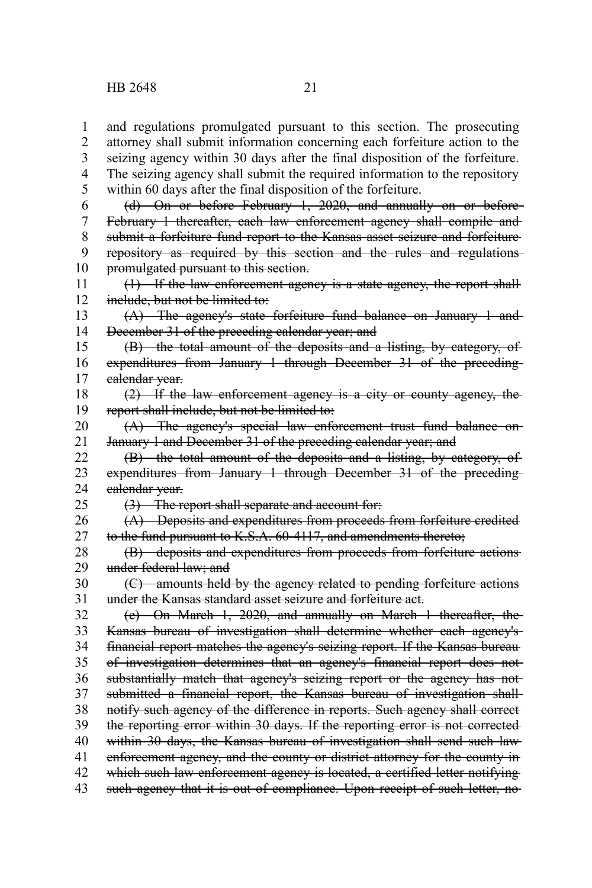and regulations promulgated pursuant to this section. The prosecuting attorney shall submit information concerning each forfeiture action to the seizing agency within 30 days after the final disposition of the forfeiture. The seizing agency shall submit the required information to the repository within 60 days after the final disposition of the forfeiture.

~~(d) On or before February 1, 2020, and annually on or before February 1 thereafter, each law enforcement agency shall compile and submit a forfeiture fund report to the Kansas asset seizure and forfeiture repository as required by this section and the rules and regulations promulgated pursuant to this section.~~

~~(1) If the law enforcement agency is a state agency, the report shall include, but not be limited to:~~

~~(A) The agency's state forfeiture fund balance on January 1 and December 31 of the preceding calendar year; and~~

~~(B) the total amount of the deposits and a listing, by category, of expenditures from January 1 through December 31 of the preceding calendar year.~~

~~(2) If the law enforcement agency is a city or county agency, the report shall include, but not be limited to:~~

~~(A) The agency's special law enforcement trust fund balance on January 1 and December 31 of the preceding calendar year; and~~

~~(B) the total amount of the deposits and a listing, by category, of expenditures from January 1 through December 31 of the preceding calendar year.~~

~~(3) The report shall separate and account for:~~

~~(A) Deposits and expenditures from proceeds from forfeiture credited to the fund pursuant to K.S.A. 60-4117, and amendments thereto;~~

~~(B) deposits and expenditures from proceeds from forfeiture actions under federal law; and~~

~~(C) amounts held by the agency related to pending forfeiture actions under the Kansas standard asset seizure and forfeiture act.~~

~~(e) On March 1, 2020, and annually on March 1 thereafter, the Kansas bureau of investigation shall determine whether each agency's financial report matches the agency's seizing report. If the Kansas bureau of investigation determines that an agency's financial report does not substantially match that agency's seizing report or the agency has not submitted a financial report, the Kansas bureau of investigation shall notify such agency of the difference in reports. Such agency shall correct the reporting error within 30 days. If the reporting error is not corrected within 30 days, the Kansas bureau of investigation shall send such law enforcement agency, and the county or district attorney for the county in which such law enforcement agency is located, a certified letter notifying such agency that it is out of compliance. Upon receipt of such letter, no~~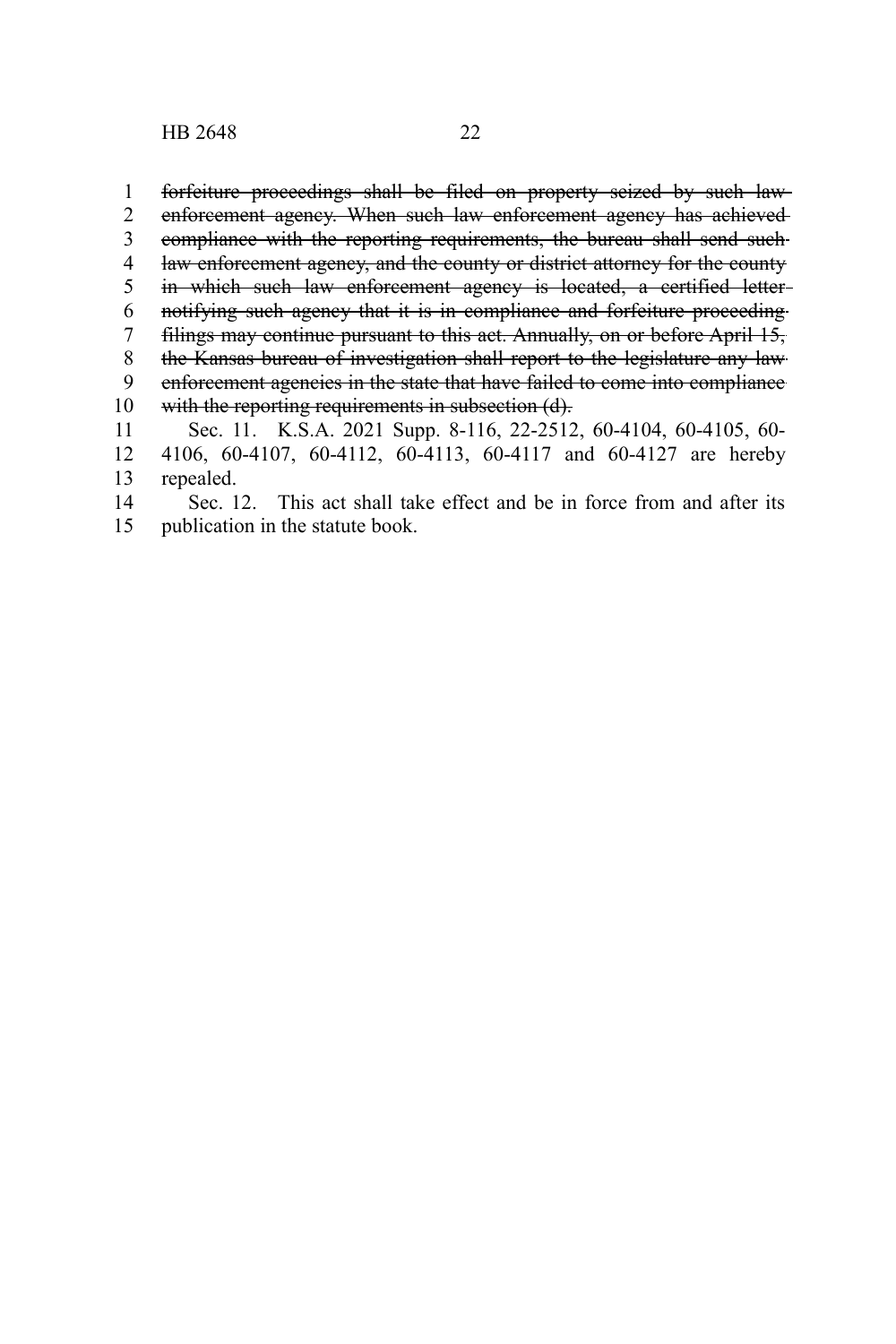~~forfeiture proceedings shall be filed on property seized by such law enforcement agency. When such law enforcement agency has achieved compliance with the reporting requirements, the bureau shall send such law enforcement agency, and the county or district attorney for the county in which such law enforcement agency is located, a certified letter notifying such agency that it is in compliance and forfeiture proceeding filings may continue pursuant to this act. Annually, on or before April 15, the Kansas bureau of investigation shall report to the legislature any law enforcement agencies in the state that have failed to come into compliance with the reporting requirements in subsection (d).~~

Sec. 11. K.S.A. 2021 Supp. 8-116, 22-2512, 60-4104, 60-4105, 60-4106, 60-4107, 60-4112, 60-4113, 60-4117 and 60-4127 are hereby repealed.

Sec. 12. This act shall take effect and be in force from and after its publication in the statute book.